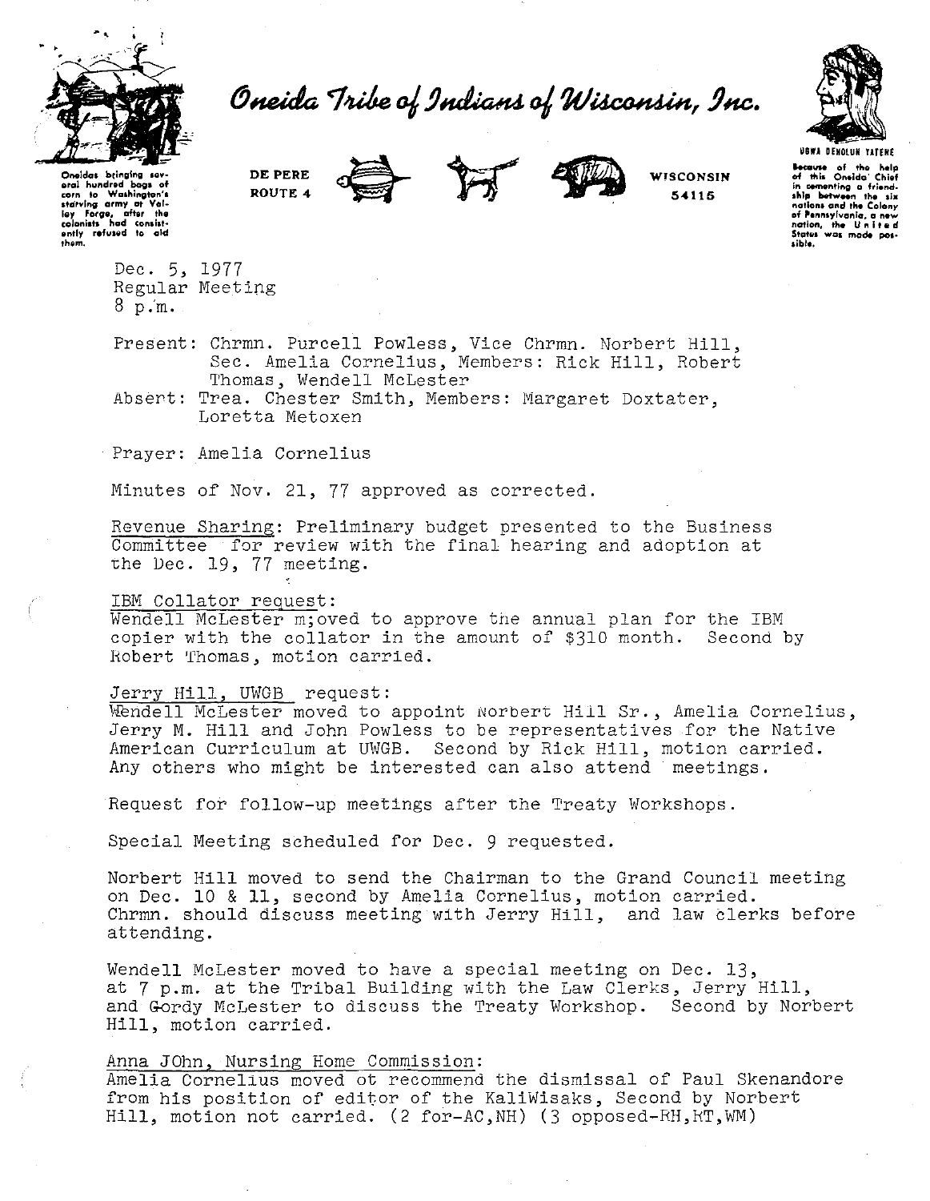# Oneida Tribe of Indians of Wisconsin, Inc.

Oneidas bringing several hundred bags of corn to Washington's starving army at Valley Forge, after the colonists had consistently refused to aid them.

DE PERE
ROUTE 4

WISCONSIN
54115

UGWA DEHOLUH YATEHE

Because of the help of this Oneida Chief in cementing a friendship between the six nations and the Colony of Pennsylvania, a new nation, the United States was made possible.

Dec. 5, 1977
Regular Meeting
8 p.m.

Present: Chrmn. Purcell Powless, Vice Chrmn. Norbert Hill, Sec. Amelia Cornelius, Members: Rick Hill, Robert Thomas, Wendell McLester

Absent: Trea. Chester Smith, Members: Margaret Doxtater, Loretta Metoxen

Prayer: Amelia Cornelius

Minutes of Nov. 21, 77 approved as corrected.

Revenue Sharing: Preliminary budget presented to the Business Committee for review with the final hearing and adoption at the Dec. 19, 77 meeting.

IBM Collator request:
Wendell McLester m;oved to approve the annual plan for the IBM copier with the collator in the amount of $310 month. Second by Robert Thomas, motion carried.

Jerry Hill, UWGB request:
Wendell McLester moved to appoint Norbert Hill Sr., Amelia Cornelius, Jerry M. Hill and John Powless to be representatives for the Native American Curriculum at UWGB. Second by Rick Hill, motion carried. Any others who might be interested can also attend meetings.

Request for follow-up meetings after the Treaty Workshops.

Special Meeting scheduled for Dec. 9 requested.

Norbert Hill moved to send the Chairman to the Grand Council meeting on Dec. 10 & 11, second by Amelia Cornelius, motion carried. Chrmn. should discuss meeting with Jerry Hill, and law clerks before attending.

Wendell McLester moved to have a special meeting on Dec. 13, at 7 p.m. at the Tribal Building with the Law Clerks, Jerry Hill, and Gordy McLester to discuss the Treaty Workshop. Second by Norbert Hill, motion carried.

Anna JOhn, Nursing Home Commission:
Amelia Cornelius moved ot recommend the dismissal of Paul Skenandore from his position of editor of the KaliWisaks, Second by Norbert Hill, motion not carried. (2 for-AC,NH) (3 opposed-RH,RT,WM)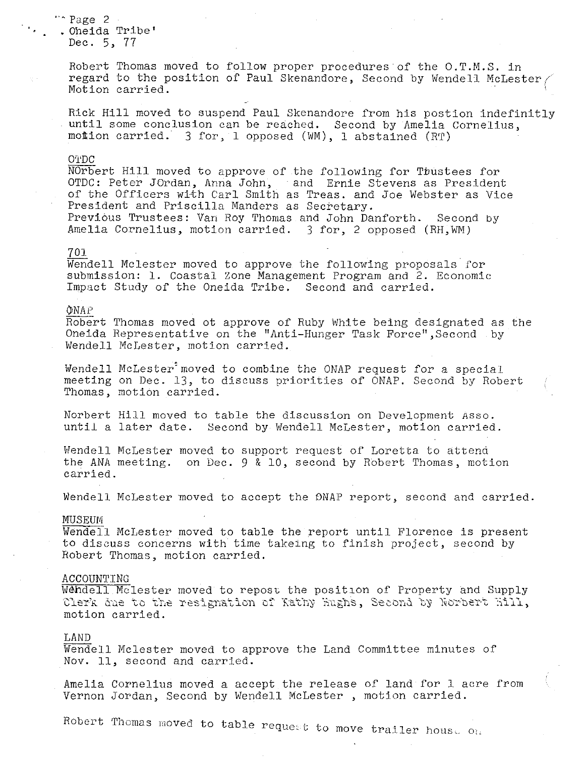Robert Thomas moved to follow proper procedures of the O.T.M.S. in regard to the position of Paul Skenandore, Second by Wendell McLester Motion carried.

Rick Hill moved to suspend Paul Skenandore from his postion indefinitly until some conclusion can be reached. Second by Amelia Cornelius, motion carried. 3 for, 1 opposed (WM), 1 abstained (RT)

OTDC

NOrbert Hill moved to approve of the following for Tbustees for OTDC: Peter JOrdan, Anna John, and Ernie Stevens as President of the Officers with Carl Smith as Treas. and Joe Webster as Vice President and Priscilla Manders as Secretary.
Previous Trustees: Van Roy Thomas and John Danforth. Second by Amelia Cornelius, motion carried. 3 for, 2 opposed (RH,WM)

701

Wendell Mclester moved to approve the following proposals for submission: 1. Coastal Zone Management Program and 2. Economic Impact Study of the Oneida Tribe. Second and carried.

ONAP

Robert Thomas moved ot approve of Ruby White being designated as the Oneida Representative on the "Anti-Hunger Task Force",Second by Wendell McLester, motion carried.

Wendell McLester moved to combine the ONAP request for a special meeting on Dec. 13, to discuss priorities of ONAP. Second by Robert Thomas, motion carried.

Norbert Hill moved to table the discussion on Development Asso. until a later date. Second by Wendell McLester, motion carried.

Wendell McLester moved to support request of Loretta to attend the ANA meeting. on Dec. 9 & 10, second by Robert Thomas, motion carried.

Wendell McLester moved to accept the ONAP report, second and carried.

MUSEUM

Wendell McLester moved to table the report until Florence is present to discuss concerns with time takeing to finish project, second by Robert Thomas, motion carried.

ACCOUNTING

Wendell Mclester moved to repost the position of Property and Supply Clerk due to the resignation of Kathy Hughs, Second by Norbert Hill, motion carried.

LAND

Wendell Mclester moved to approve the Land Committee minutes of Nov. 11, second and carried.

Amelia Cornelius moved a accept the release of land for 1 acre from Vernon Jordan, Second by Wendell McLester , motion carried.

Robert Thomas moved to table request to move trailer house on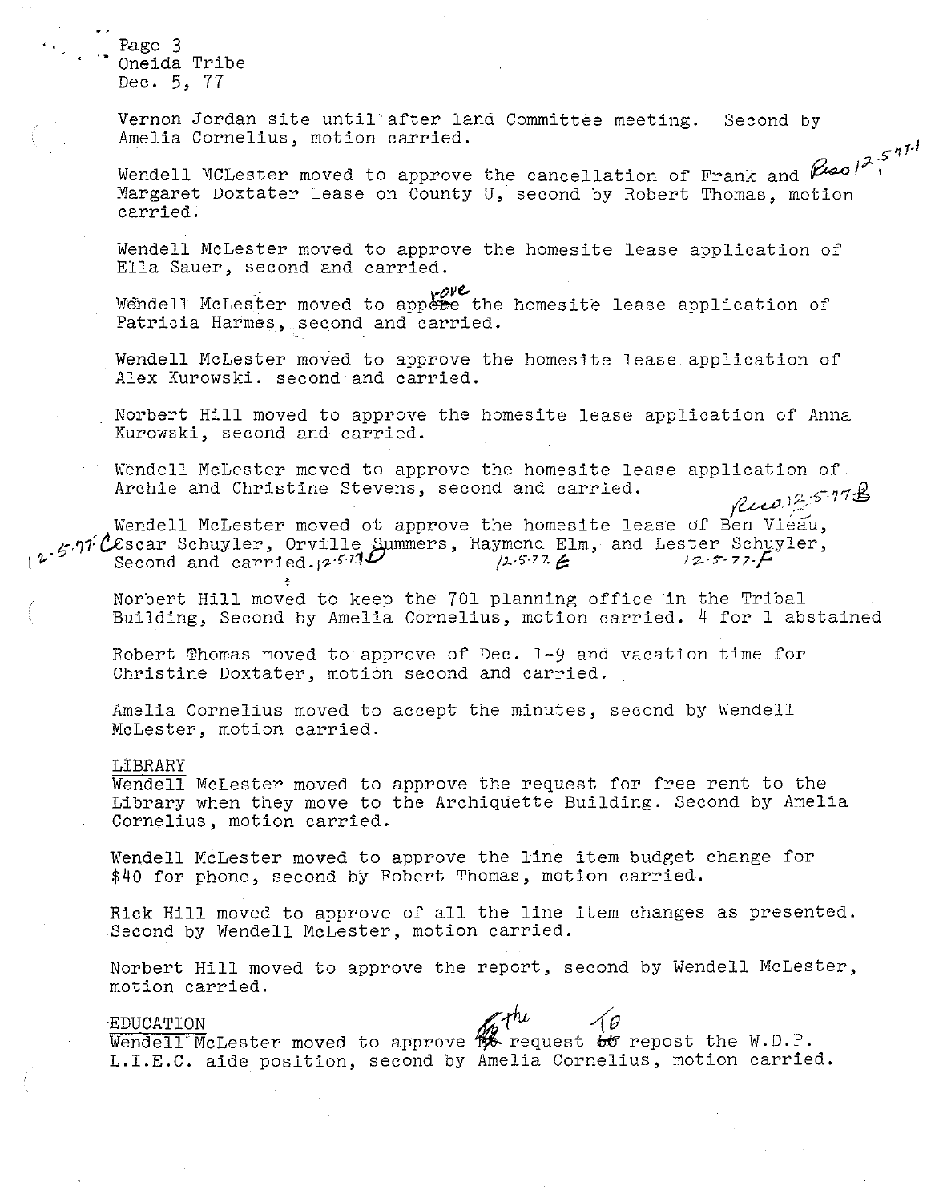Vernon Jordan site until after land Committee meeting. Second by Amelia Cornelius, motion carried.

Wendell MCLester moved to approve the cancellation of Frank and Margaret Doxtater lease on County U, second by Robert Thomas, motion carried. Reso 12-5-77-A

Wendell McLester moved to approve the homesite lease application of Ella Sauer, second and carried.

Wendell McLester moved to approve the homesite lease application of Patricia Harmes, second and carried.

Wendell McLester moved to approve the homesite lease application of Alex Kurowski. second and carried.

Norbert Hill moved to approve the homesite lease application of Anna Kurowski, second and carried.

Wendell McLester moved to approve the homesite lease application of Archie and Christine Stevens, second and carried. Reso 12-5-77-B

Wendell McLester moved ot approve the homesite lease of Ben Vieau, 12-5-77-C Oscar Schuyler, Orville Summers, Raymond Elm, and Lester Schuyler, Second and carried. 12-5-77-D 12-5-77-E 12-5-77-F

Norbert Hill moved to keep the 701 planning office in the Tribal Building, Second by Amelia Cornelius, motion carried. 4 for 1 abstained

Robert Thomas moved to approve of Dec. 1-9 and vacation time for Christine Doxtater, motion second and carried.

Amelia Cornelius moved to accept the minutes, second by Wendell McLester, motion carried.

LIBRARY

Wendell McLester moved to approve the request for free rent to the Library when they move to the Archiquette Building. Second by Amelia Cornelius, motion carried.

Wendell McLester moved to approve the line item budget change for $40 for phone, second by Robert Thomas, motion carried.

Rick Hill moved to approve of all the line item changes as presented. Second by Wendell McLester, motion carried.

Norbert Hill moved to approve the report, second by Wendell McLester, motion carried.

EDUCATION

Wendell McLester moved to approve the request to repost the W.D.P. L.I.E.C. aide position, second by Amelia Cornelius, motion carried.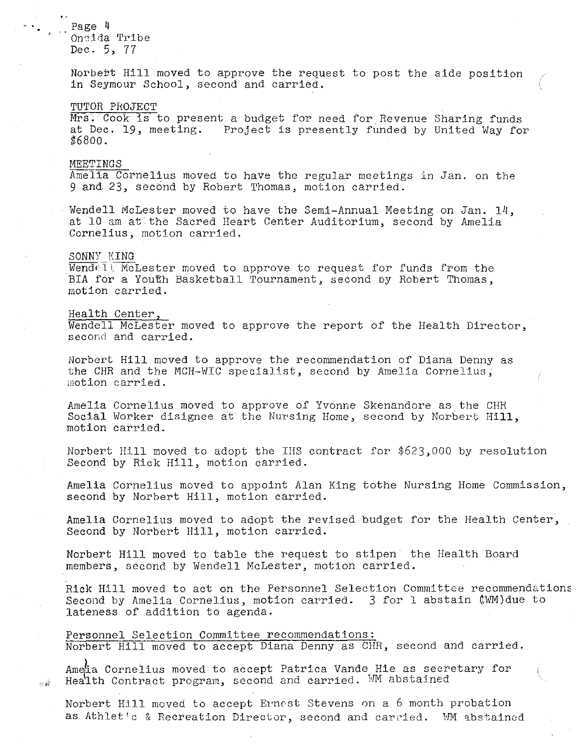Norbert Hill moved to approve the request to post the aide position in Seymour School, second and carried.

TUTOR PROJECT

Mrs. Cook is to present a budget for need for Revenue Sharing funds at Dec. 19, meeting. Project is presently funded by United Way for $6800.

MEETINGS

Amelia Cornelius moved to have the regular meetings in Jan. on the 9 and 23, second by Robert Thomas, motion carried.

Wendell McLester moved to have the Semi-Annual Meeting on Jan. 14, at 10 am at the Sacred Heart Center Auditorium, second by Amelia Cornelius, motion carried.

SONNY KING

Wendell McLester moved to approve to request for funds from the BIA for a Youth Basketball Tournament, second by Robert Thomas, motion carried.

Health Center,

Wendell McLester moved to approve the report of the Health Director, second and carried.

Norbert Hill moved to approve the recommendation of Diana Denny as the CHR and the MCH-WIC specialist, second by Amelia Cornelius, motion carried.

Amelia Cornelius moved to approve of Yvonne Skenandore as the CHR Social Worker disignee at the Nursing Home, second by Norbert Hill, motion carried.

Norbert Hill moved to adopt the IHS contract for $623,000 by resolution Second by Rick Hill, motion carried.

Amelia Cornelius moved to appoint Alan King tothe Nursing Home Commission, second by Norbert Hill, motion carried.

Amelia Cornelius moved to adopt the revised budget for the Health Center, Second by Norbert Hill, motion carried.

Norbert Hill moved to table the request to stipen the Health Board members, second by Wendell McLester, motion carried.

Rick Hill moved to act on the Personnel Selection Committee recommendations Second by Amelia Cornelius, motion carried. 3 for 1 abstain (WM)due to lateness of addition to agenda.

Personnel Selection Committee recommendations:

Norbert Hill moved to accept Diana Denny as CHR, second and carried.

Amelia Cornelius moved to accept Patrica Vande Hie as secretary for Health Contract program, second and carried. WM abstained

Norbert Hill moved to accept Ernest Stevens on a 6 month probation as Athlet'c & Recreation Director, second and carried. WM abstained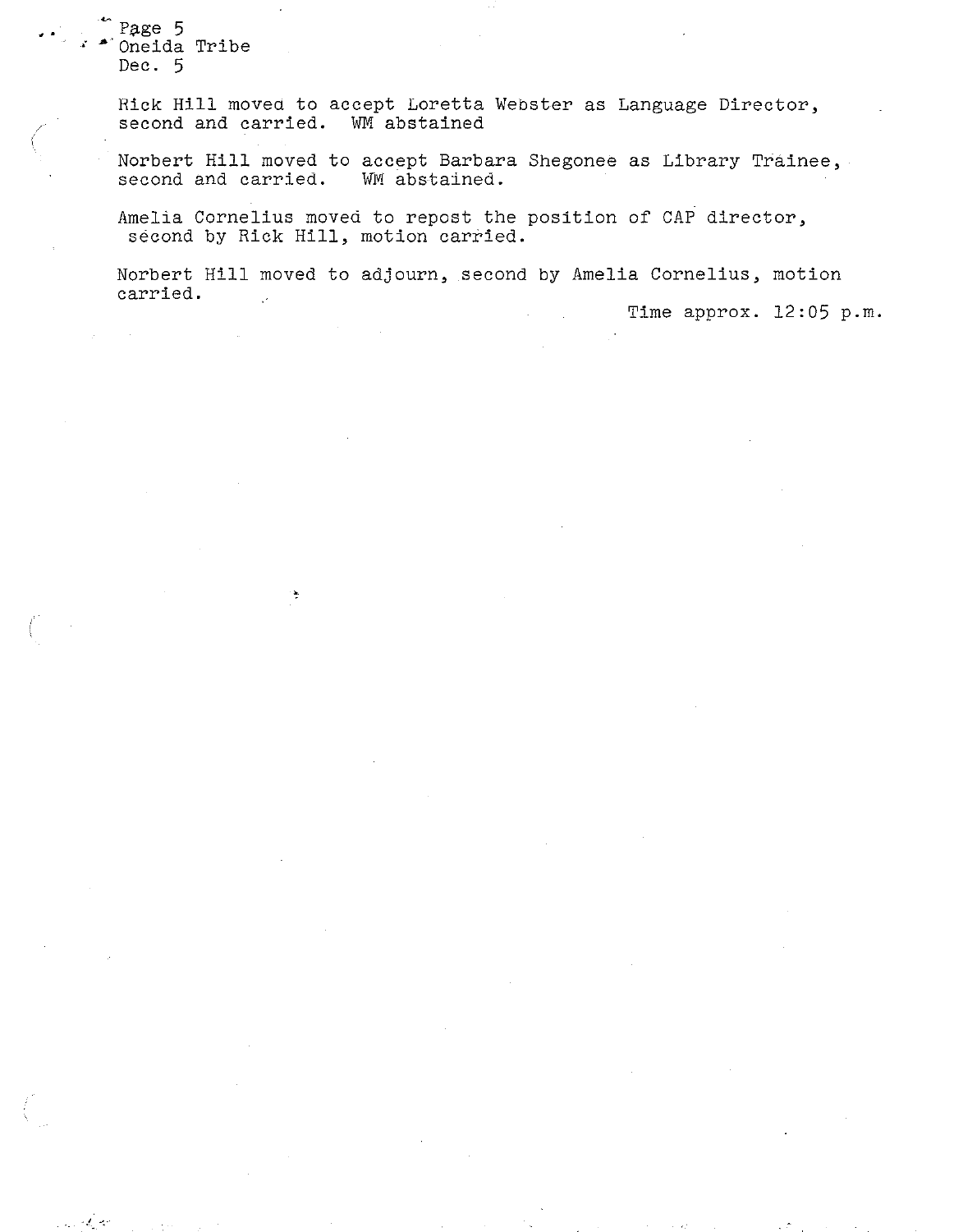Rick Hill moved to accept Loretta Webster as Language Director, second and carried. WM abstained

Norbert Hill moved to accept Barbara Shegonee as Library Trainee, second and carried. WM abstained.

Amelia Cornelius moved to repost the position of CAP director, second by Rick Hill, motion carried.

Norbert Hill moved to adjourn, second by Amelia Cornelius, motion carried.

Time approx. 12:05 p.m.